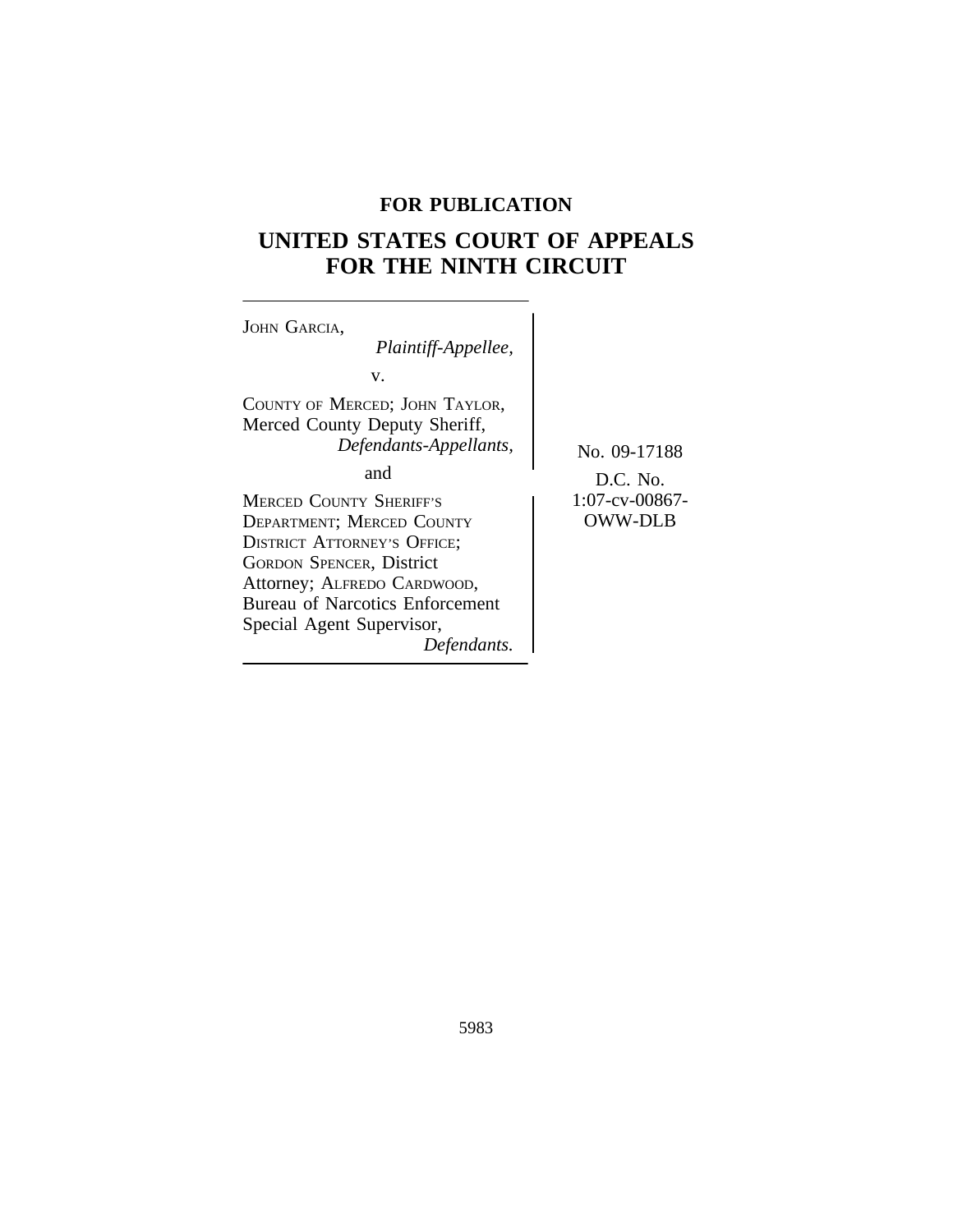**FOR PUBLICATION**

# UNITED STATES COURT OF APPEALS FOR THE NINTH CIRCUIT

JOHN GARCIA,
*Plaintiff-Appellee,*

v.

COUNTY OF MERCED; JOHN TAYLOR, Merced County Deputy Sheriff,
*Defendants-Appellants,*

and

MERCED COUNTY SHERIFF'S DEPARTMENT; MERCED COUNTY DISTRICT ATTORNEY'S OFFICE; GORDON SPENCER, District Attorney; ALFREDO CARDWOOD, Bureau of Narcotics Enforcement Special Agent Supervisor,
*Defendants.*

No. 09-17188

D.C. No. 1:07-cv-00867-OWW-DLB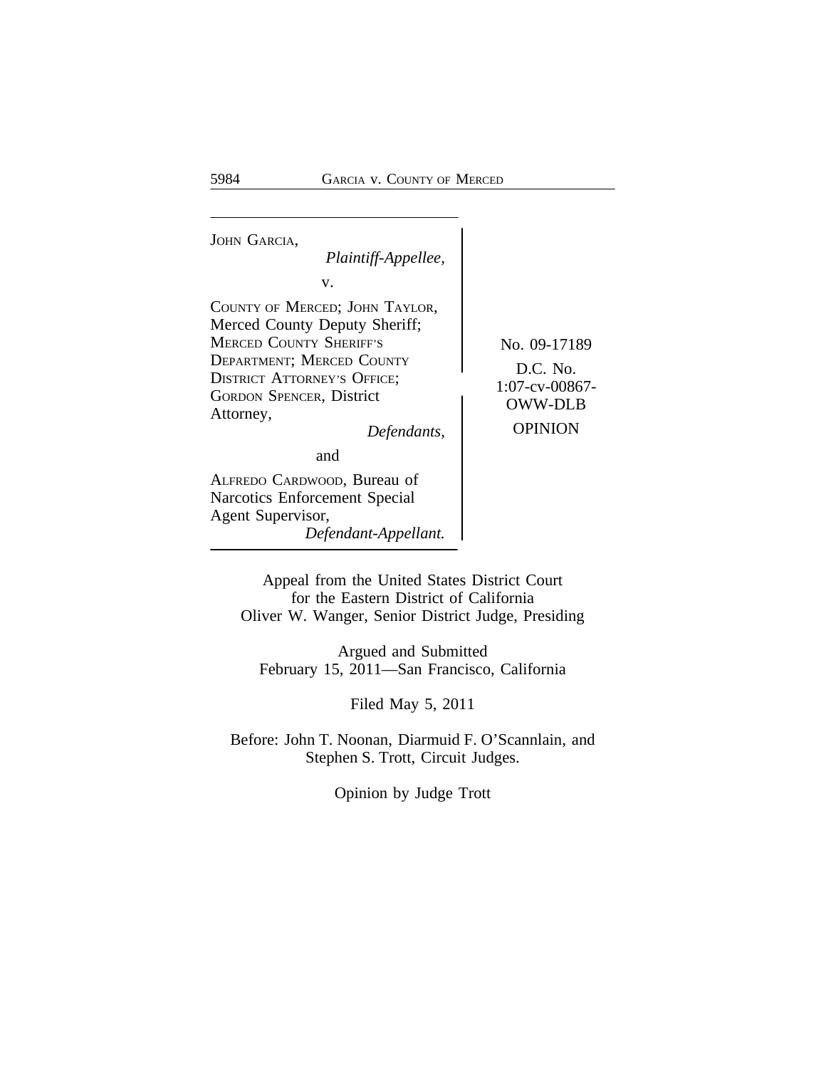JOHN GARCIA,
*Plaintiff-Appellee,*

v.

COUNTY OF MERCED; JOHN TAYLOR, Merced County Deputy Sheriff; MERCED COUNTY SHERIFF'S DEPARTMENT; MERCED COUNTY DISTRICT ATTORNEY'S OFFICE; GORDON SPENCER, District Attorney,
*Defendants,*

and

ALFREDO CARDWOOD, Bureau of Narcotics Enforcement Special Agent Supervisor,
*Defendant-Appellant.*

No. 09-17189

D.C. No. 1:07-cv-00867-OWW-DLB

OPINION

Appeal from the United States District Court for the Eastern District of California
Oliver W. Wanger, Senior District Judge, Presiding

Argued and Submitted
February 15, 2011—San Francisco, California

Filed May 5, 2011

Before: John T. Noonan, Diarmuid F. O'Scannlain, and Stephen S. Trott, Circuit Judges.

Opinion by Judge Trott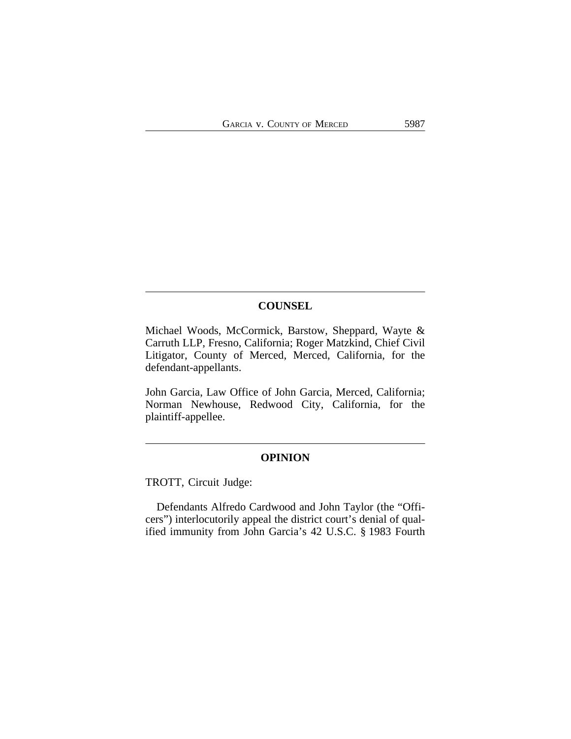## COUNSEL

Michael Woods, McCormick, Barstow, Sheppard, Wayte & Carruth LLP, Fresno, California; Roger Matzkind, Chief Civil Litigator, County of Merced, Merced, California, for the defendant-appellants.

John Garcia, Law Office of John Garcia, Merced, California; Norman Newhouse, Redwood City, California, for the plaintiff-appellee.

## OPINION

TROTT, Circuit Judge:

Defendants Alfredo Cardwood and John Taylor (the "Officers") interlocutorily appeal the district court's denial of qualified immunity from John Garcia's 42 U.S.C. § 1983 Fourth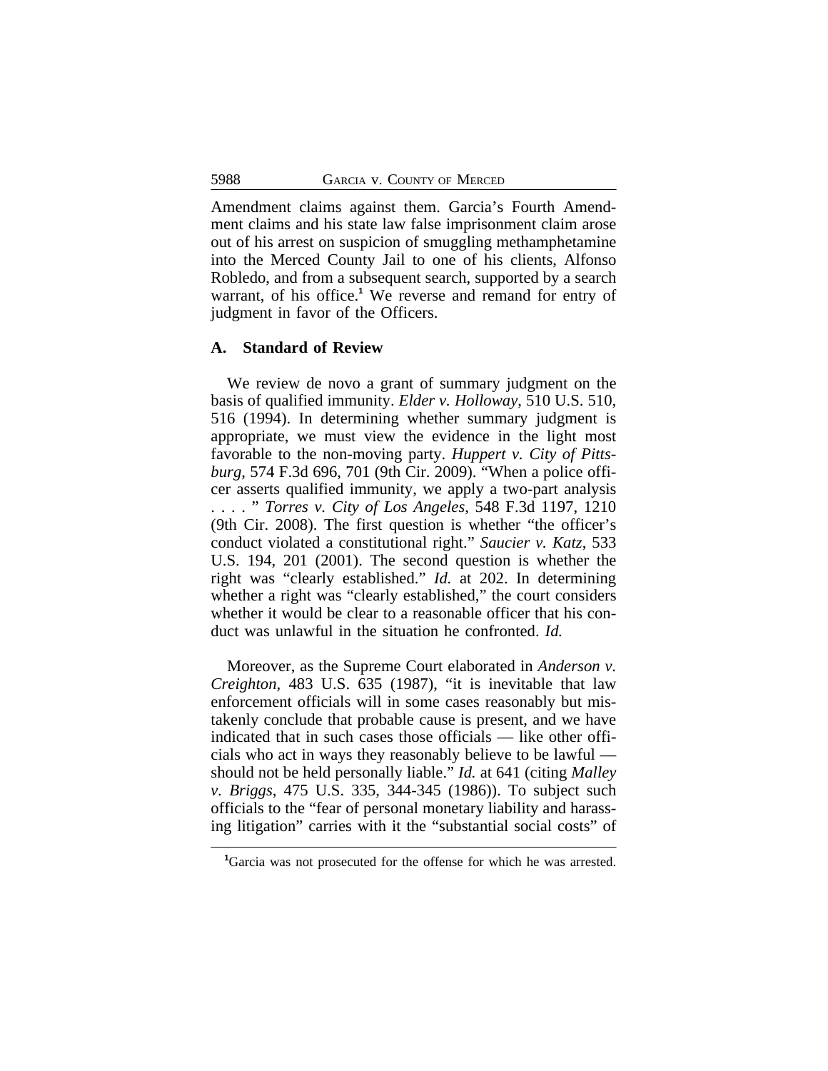Amendment claims against them. Garcia's Fourth Amendment claims and his state law false imprisonment claim arose out of his arrest on suspicion of smuggling methamphetamine into the Merced County Jail to one of his clients, Alfonso Robledo, and from a subsequent search, supported by a search warrant, of his office.[1] We reverse and remand for entry of judgment in favor of the Officers.

### A. Standard of Review

We review de novo a grant of summary judgment on the basis of qualified immunity. *Elder v. Holloway*, 510 U.S. 510, 516 (1994). In determining whether summary judgment is appropriate, we must view the evidence in the light most favorable to the non-moving party. *Huppert v. City of Pittsburg*, 574 F.3d 696, 701 (9th Cir. 2009). "When a police officer asserts qualified immunity, we apply a two-part analysis . . . . " *Torres v. City of Los Angeles*, 548 F.3d 1197, 1210 (9th Cir. 2008). The first question is whether "the officer's conduct violated a constitutional right." *Saucier v. Katz*, 533 U.S. 194, 201 (2001). The second question is whether the right was "clearly established." *Id.* at 202. In determining whether a right was "clearly established," the court considers whether it would be clear to a reasonable officer that his conduct was unlawful in the situation he confronted. *Id.*

Moreover, as the Supreme Court elaborated in *Anderson v. Creighton*, 483 U.S. 635 (1987), "it is inevitable that law enforcement officials will in some cases reasonably but mistakenly conclude that probable cause is present, and we have indicated that in such cases those officials — like other officials who act in ways they reasonably believe to be lawful — should not be held personally liable." *Id.* at 641 (citing *Malley v. Briggs*, 475 U.S. 335, 344-345 (1986)). To subject such officials to the "fear of personal monetary liability and harassing litigation" carries with it the "substantial social costs" of

[1]Garcia was not prosecuted for the offense for which he was arrested.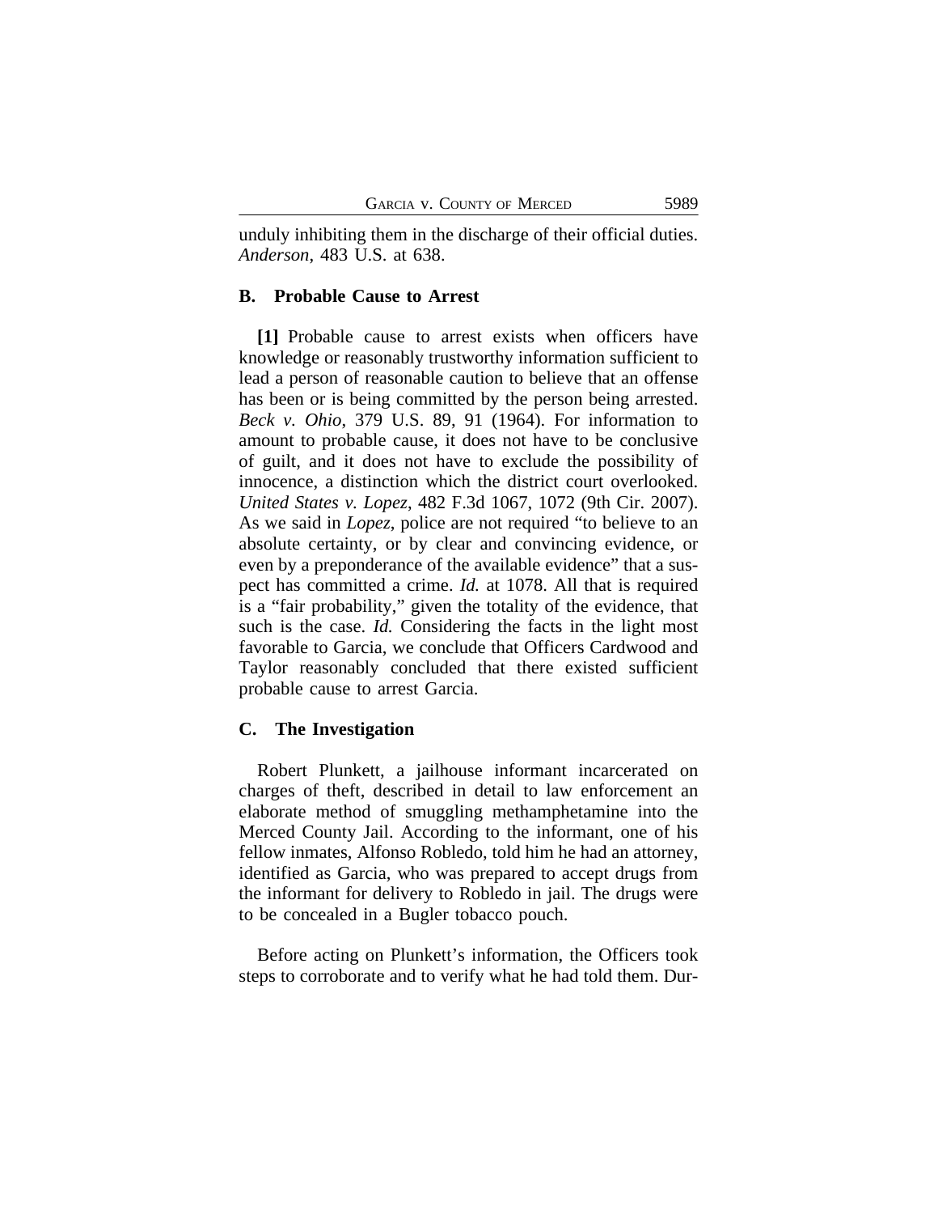unduly inhibiting them in the discharge of their official duties. *Anderson*, 483 U.S. at 638.

### B. Probable Cause to Arrest

**[1]** Probable cause to arrest exists when officers have knowledge or reasonably trustworthy information sufficient to lead a person of reasonable caution to believe that an offense has been or is being committed by the person being arrested. *Beck v. Ohio*, 379 U.S. 89, 91 (1964). For information to amount to probable cause, it does not have to be conclusive of guilt, and it does not have to exclude the possibility of innocence, a distinction which the district court overlooked. *United States v. Lopez*, 482 F.3d 1067, 1072 (9th Cir. 2007). As we said in *Lopez*, police are not required "to believe to an absolute certainty, or by clear and convincing evidence, or even by a preponderance of the available evidence" that a suspect has committed a crime. *Id.* at 1078. All that is required is a "fair probability," given the totality of the evidence, that such is the case. *Id.* Considering the facts in the light most favorable to Garcia, we conclude that Officers Cardwood and Taylor reasonably concluded that there existed sufficient probable cause to arrest Garcia.

### C. The Investigation

Robert Plunkett, a jailhouse informant incarcerated on charges of theft, described in detail to law enforcement an elaborate method of smuggling methamphetamine into the Merced County Jail. According to the informant, one of his fellow inmates, Alfonso Robledo, told him he had an attorney, identified as Garcia, who was prepared to accept drugs from the informant for delivery to Robledo in jail. The drugs were to be concealed in a Bugler tobacco pouch.

Before acting on Plunkett's information, the Officers took steps to corroborate and to verify what he had told them. Dur-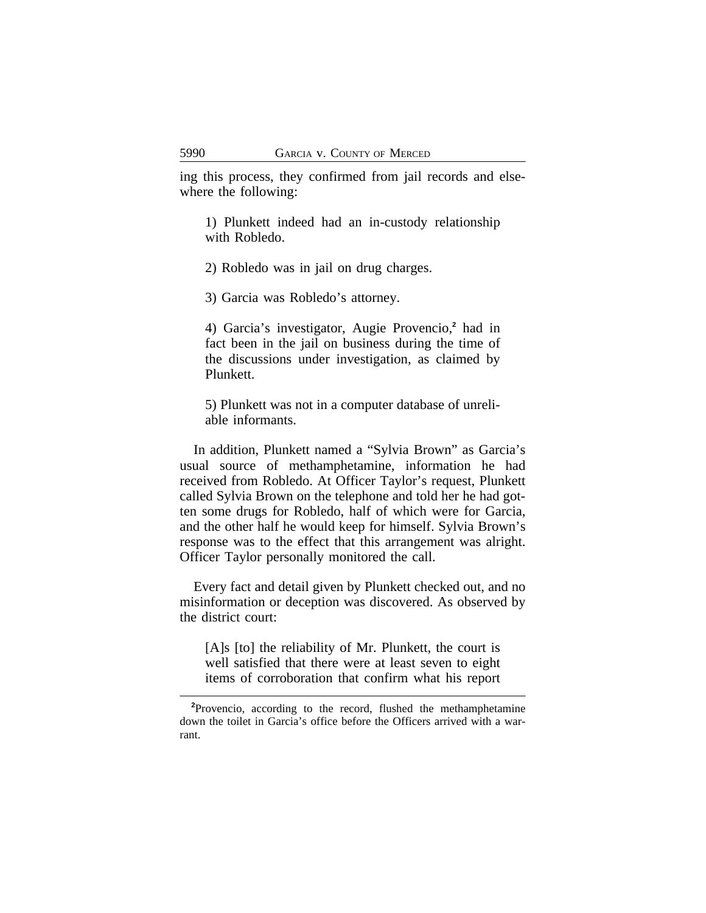ing this process, they confirmed from jail records and elsewhere the following:

> 1) Plunkett indeed had an in-custody relationship with Robledo.
>
> 2) Robledo was in jail on drug charges.
>
> 3) Garcia was Robledo's attorney.
>
> 4) Garcia's investigator, Augie Provencio,[2] had in fact been in the jail on business during the time of the discussions under investigation, as claimed by Plunkett.
>
> 5) Plunkett was not in a computer database of unreliable informants.

In addition, Plunkett named a "Sylvia Brown" as Garcia's usual source of methamphetamine, information he had received from Robledo. At Officer Taylor's request, Plunkett called Sylvia Brown on the telephone and told her he had gotten some drugs for Robledo, half of which were for Garcia, and the other half he would keep for himself. Sylvia Brown's response was to the effect that this arrangement was alright. Officer Taylor personally monitored the call.

Every fact and detail given by Plunkett checked out, and no misinformation or deception was discovered. As observed by the district court:

> [A]s [to] the reliability of Mr. Plunkett, the court is well satisfied that there were at least seven to eight items of corroboration that confirm what his report

---

[2]Provencio, according to the record, flushed the methamphetamine down the toilet in Garcia's office before the Officers arrived with a warrant.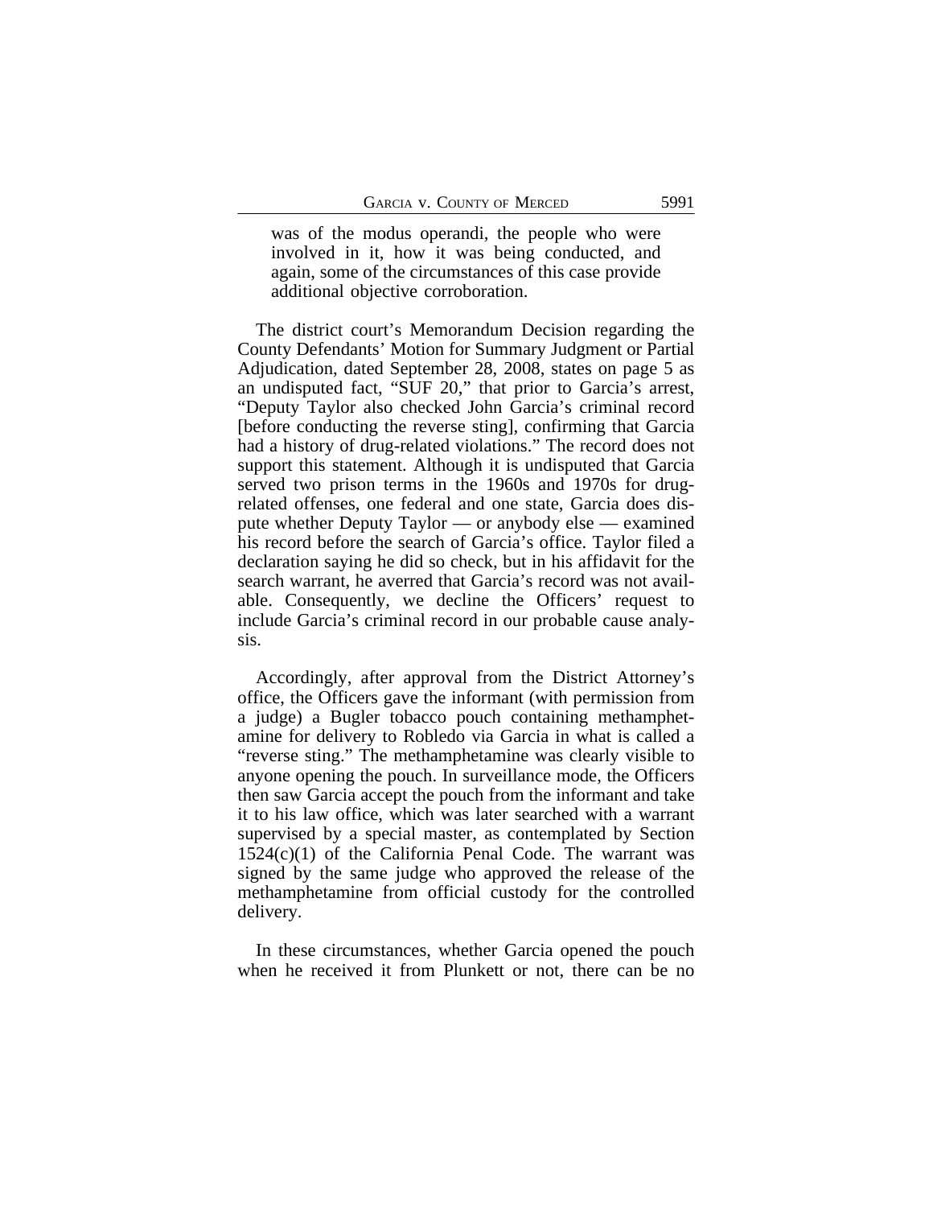was of the modus operandi, the people who were involved in it, how it was being conducted, and again, some of the circumstances of this case provide additional objective corroboration.

The district court's Memorandum Decision regarding the County Defendants' Motion for Summary Judgment or Partial Adjudication, dated September 28, 2008, states on page 5 as an undisputed fact, "SUF 20," that prior to Garcia's arrest, "Deputy Taylor also checked John Garcia's criminal record [before conducting the reverse sting], confirming that Garcia had a history of drug-related violations." The record does not support this statement. Although it is undisputed that Garcia served two prison terms in the 1960s and 1970s for drug-related offenses, one federal and one state, Garcia does dispute whether Deputy Taylor — or anybody else — examined his record before the search of Garcia's office. Taylor filed a declaration saying he did so check, but in his affidavit for the search warrant, he averred that Garcia's record was not available. Consequently, we decline the Officers' request to include Garcia's criminal record in our probable cause analysis.

Accordingly, after approval from the District Attorney's office, the Officers gave the informant (with permission from a judge) a Bugler tobacco pouch containing methamphetamine for delivery to Robledo via Garcia in what is called a "reverse sting." The methamphetamine was clearly visible to anyone opening the pouch. In surveillance mode, the Officers then saw Garcia accept the pouch from the informant and take it to his law office, which was later searched with a warrant supervised by a special master, as contemplated by Section 1524(c)(1) of the California Penal Code. The warrant was signed by the same judge who approved the release of the methamphetamine from official custody for the controlled delivery.

In these circumstances, whether Garcia opened the pouch when he received it from Plunkett or not, there can be no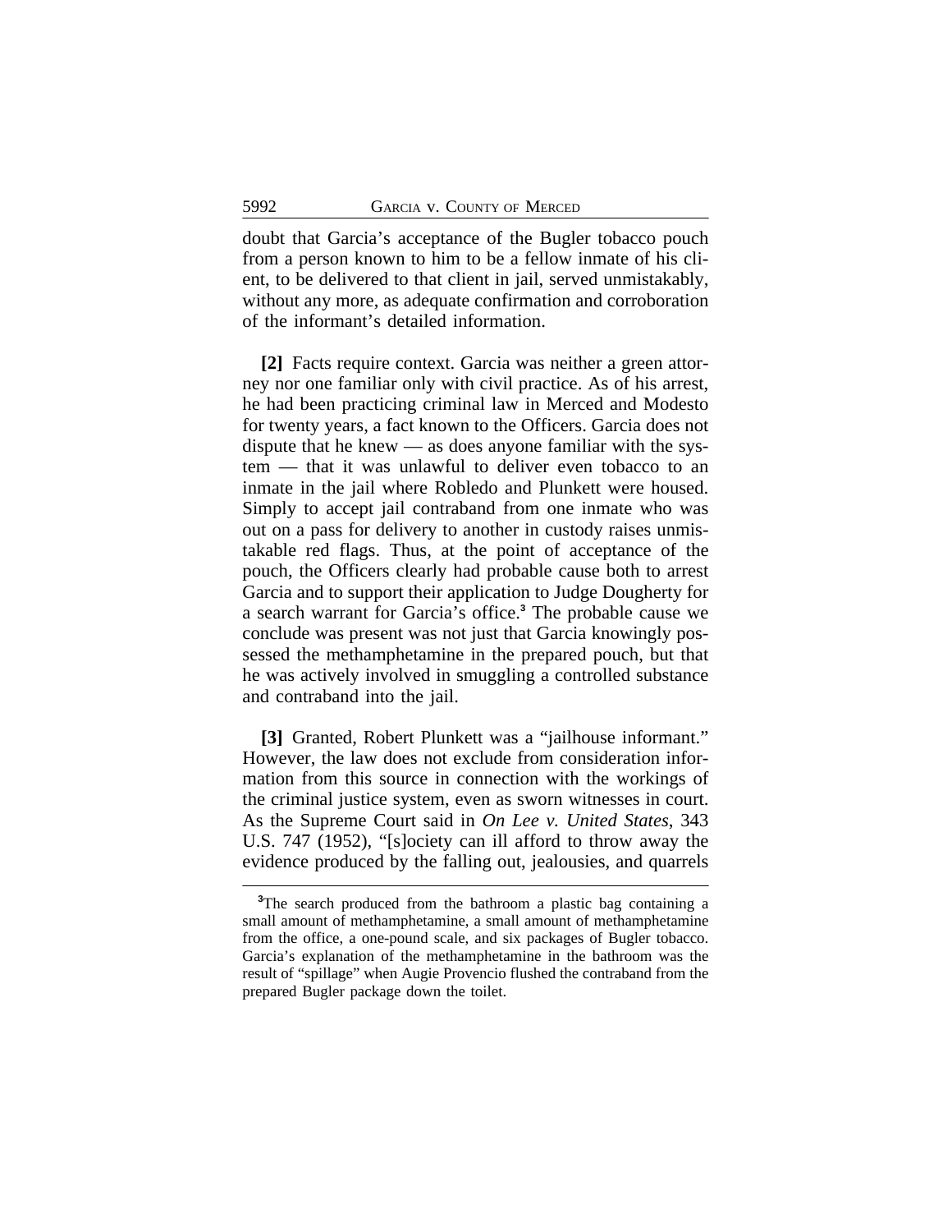doubt that Garcia's acceptance of the Bugler tobacco pouch from a person known to him to be a fellow inmate of his client, to be delivered to that client in jail, served unmistakably, without any more, as adequate confirmation and corroboration of the informant's detailed information.

**[2]** Facts require context. Garcia was neither a green attorney nor one familiar only with civil practice. As of his arrest, he had been practicing criminal law in Merced and Modesto for twenty years, a fact known to the Officers. Garcia does not dispute that he knew — as does anyone familiar with the system — that it was unlawful to deliver even tobacco to an inmate in the jail where Robledo and Plunkett were housed. Simply to accept jail contraband from one inmate who was out on a pass for delivery to another in custody raises unmistakable red flags. Thus, at the point of acceptance of the pouch, the Officers clearly had probable cause both to arrest Garcia and to support their application to Judge Dougherty for a search warrant for Garcia's office.[3] The probable cause we conclude was present was not just that Garcia knowingly possessed the methamphetamine in the prepared pouch, but that he was actively involved in smuggling a controlled substance and contraband into the jail.

**[3]** Granted, Robert Plunkett was a "jailhouse informant." However, the law does not exclude from consideration information from this source in connection with the workings of the criminal justice system, even as sworn witnesses in court. As the Supreme Court said in *On Lee v. United States*, 343 U.S. 747 (1952), "[s]ociety can ill afford to throw away the evidence produced by the falling out, jealousies, and quarrels

[3]The search produced from the bathroom a plastic bag containing a small amount of methamphetamine, a small amount of methamphetamine from the office, a one-pound scale, and six packages of Bugler tobacco. Garcia's explanation of the methamphetamine in the bathroom was the result of "spillage" when Augie Provencio flushed the contraband from the prepared Bugler package down the toilet.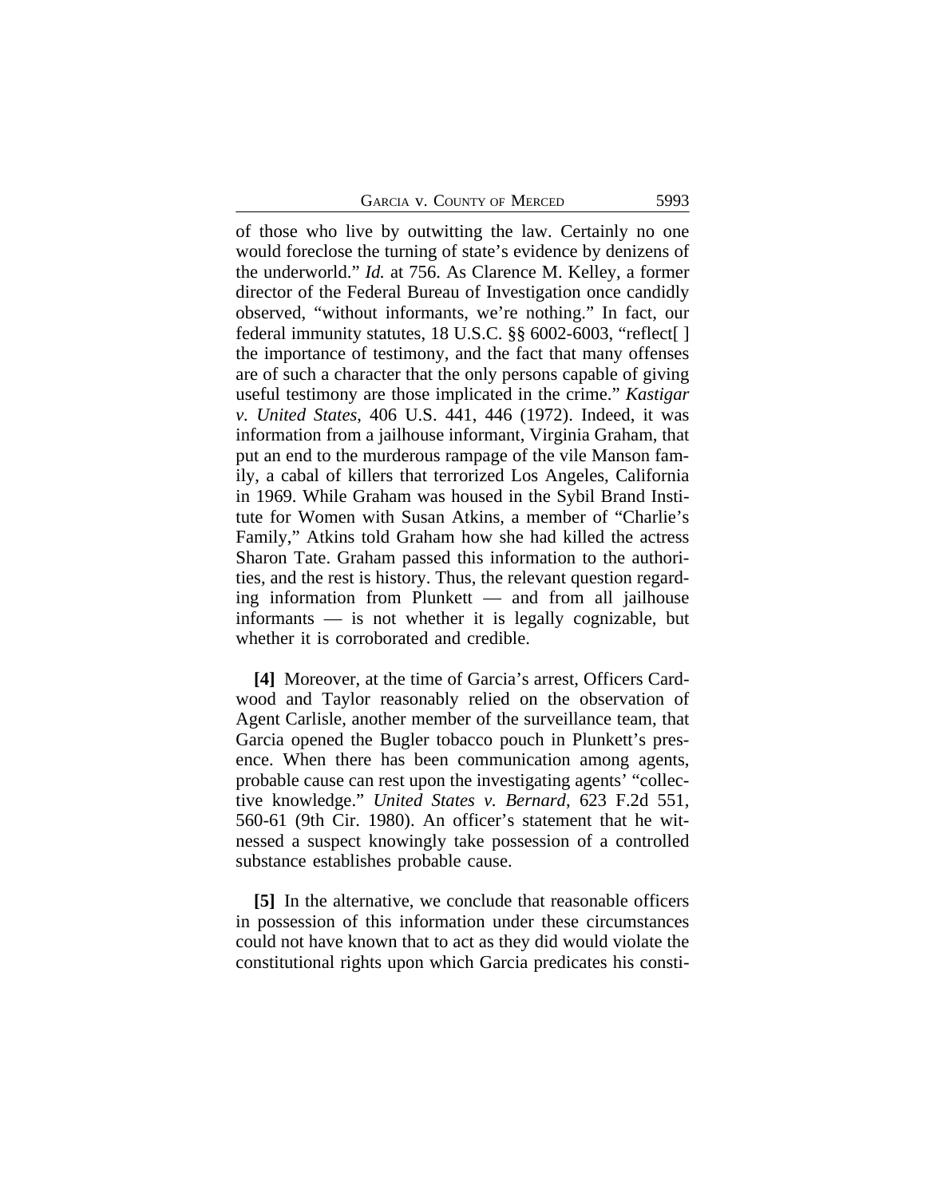of those who live by outwitting the law. Certainly no one would foreclose the turning of state's evidence by denizens of the underworld." *Id.* at 756. As Clarence M. Kelley, a former director of the Federal Bureau of Investigation once candidly observed, "without informants, we're nothing." In fact, our federal immunity statutes, 18 U.S.C. §§ 6002-6003, "reflect[ ] the importance of testimony, and the fact that many offenses are of such a character that the only persons capable of giving useful testimony are those implicated in the crime." *Kastigar v. United States*, 406 U.S. 441, 446 (1972). Indeed, it was information from a jailhouse informant, Virginia Graham, that put an end to the murderous rampage of the vile Manson family, a cabal of killers that terrorized Los Angeles, California in 1969. While Graham was housed in the Sybil Brand Institute for Women with Susan Atkins, a member of "Charlie's Family," Atkins told Graham how she had killed the actress Sharon Tate. Graham passed this information to the authorities, and the rest is history. Thus, the relevant question regarding information from Plunkett — and from all jailhouse informants — is not whether it is legally cognizable, but whether it is corroborated and credible.

**[4]** Moreover, at the time of Garcia's arrest, Officers Cardwood and Taylor reasonably relied on the observation of Agent Carlisle, another member of the surveillance team, that Garcia opened the Bugler tobacco pouch in Plunkett's presence. When there has been communication among agents, probable cause can rest upon the investigating agents' "collective knowledge." *United States v. Bernard*, 623 F.2d 551, 560-61 (9th Cir. 1980). An officer's statement that he witnessed a suspect knowingly take possession of a controlled substance establishes probable cause.

**[5]** In the alternative, we conclude that reasonable officers in possession of this information under these circumstances could not have known that to act as they did would violate the constitutional rights upon which Garcia predicates his consti-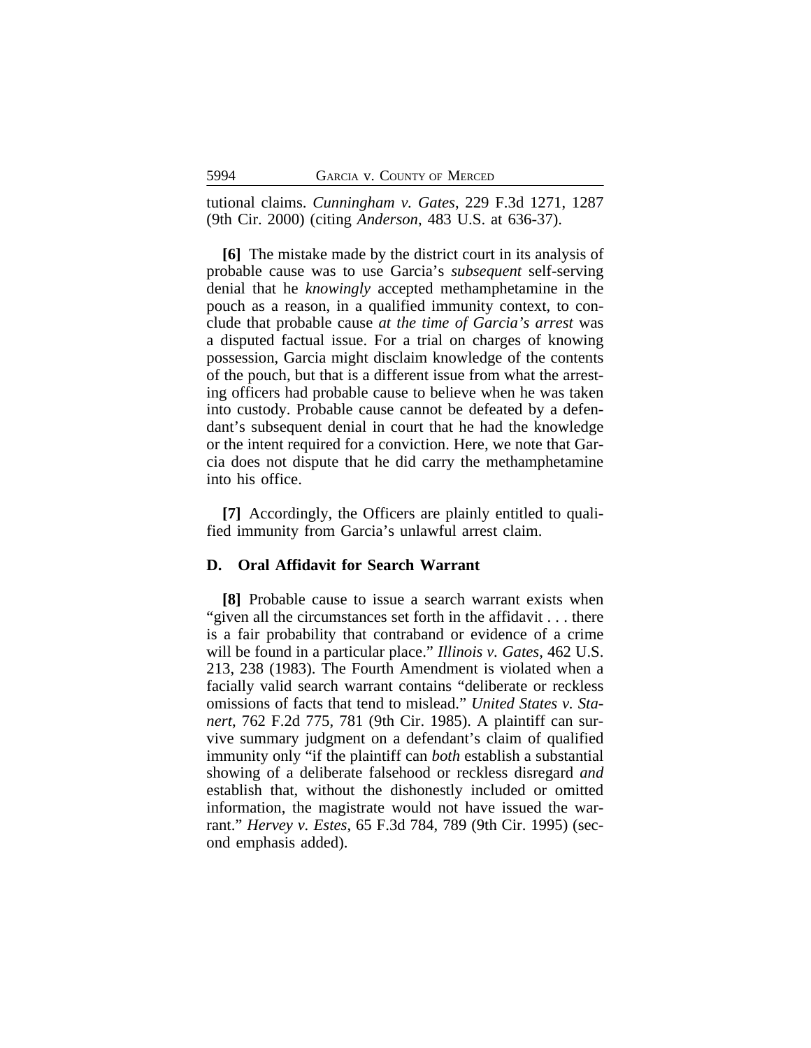tutional claims. *Cunningham v. Gates*, 229 F.3d 1271, 1287 (9th Cir. 2000) (citing *Anderson*, 483 U.S. at 636-37).

**[6]** The mistake made by the district court in its analysis of probable cause was to use Garcia's *subsequent* self-serving denial that he *knowingly* accepted methamphetamine in the pouch as a reason, in a qualified immunity context, to conclude that probable cause *at the time of Garcia's arrest* was a disputed factual issue. For a trial on charges of knowing possession, Garcia might disclaim knowledge of the contents of the pouch, but that is a different issue from what the arresting officers had probable cause to believe when he was taken into custody. Probable cause cannot be defeated by a defendant's subsequent denial in court that he had the knowledge or the intent required for a conviction. Here, we note that Garcia does not dispute that he did carry the methamphetamine into his office.

**[7]** Accordingly, the Officers are plainly entitled to qualified immunity from Garcia's unlawful arrest claim.

### D. Oral Affidavit for Search Warrant

**[8]** Probable cause to issue a search warrant exists when "given all the circumstances set forth in the affidavit . . . there is a fair probability that contraband or evidence of a crime will be found in a particular place." *Illinois v. Gates*, 462 U.S. 213, 238 (1983). The Fourth Amendment is violated when a facially valid search warrant contains "deliberate or reckless omissions of facts that tend to mislead." *United States v. Stanert*, 762 F.2d 775, 781 (9th Cir. 1985). A plaintiff can survive summary judgment on a defendant's claim of qualified immunity only "if the plaintiff can *both* establish a substantial showing of a deliberate falsehood or reckless disregard *and* establish that, without the dishonestly included or omitted information, the magistrate would not have issued the warrant." *Hervey v. Estes*, 65 F.3d 784, 789 (9th Cir. 1995) (second emphasis added).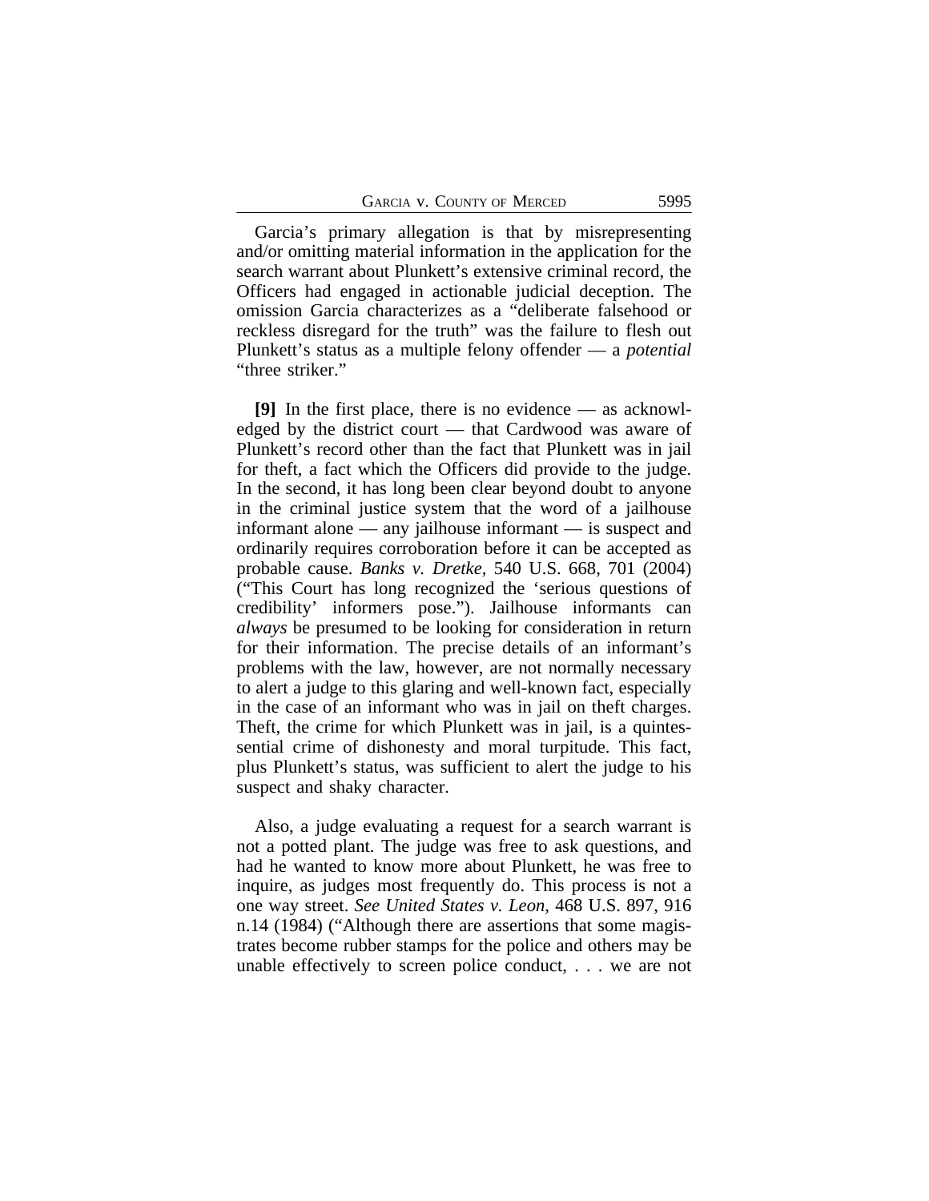Garcia's primary allegation is that by misrepresenting and/or omitting material information in the application for the search warrant about Plunkett's extensive criminal record, the Officers had engaged in actionable judicial deception. The omission Garcia characterizes as a "deliberate falsehood or reckless disregard for the truth" was the failure to flesh out Plunkett's status as a multiple felony offender — a *potential* "three striker."

**[9]** In the first place, there is no evidence — as acknowledged by the district court — that Cardwood was aware of Plunkett's record other than the fact that Plunkett was in jail for theft, a fact which the Officers did provide to the judge. In the second, it has long been clear beyond doubt to anyone in the criminal justice system that the word of a jailhouse informant alone — any jailhouse informant — is suspect and ordinarily requires corroboration before it can be accepted as probable cause. *Banks v. Dretke*, 540 U.S. 668, 701 (2004) ("This Court has long recognized the 'serious questions of credibility' informers pose."). Jailhouse informants can *always* be presumed to be looking for consideration in return for their information. The precise details of an informant's problems with the law, however, are not normally necessary to alert a judge to this glaring and well-known fact, especially in the case of an informant who was in jail on theft charges. Theft, the crime for which Plunkett was in jail, is a quintessential crime of dishonesty and moral turpitude. This fact, plus Plunkett's status, was sufficient to alert the judge to his suspect and shaky character.

Also, a judge evaluating a request for a search warrant is not a potted plant. The judge was free to ask questions, and had he wanted to know more about Plunkett, he was free to inquire, as judges most frequently do. This process is not a one way street. *See United States v. Leon*, 468 U.S. 897, 916 n.14 (1984) ("Although there are assertions that some magistrates become rubber stamps for the police and others may be unable effectively to screen police conduct, . . . we are not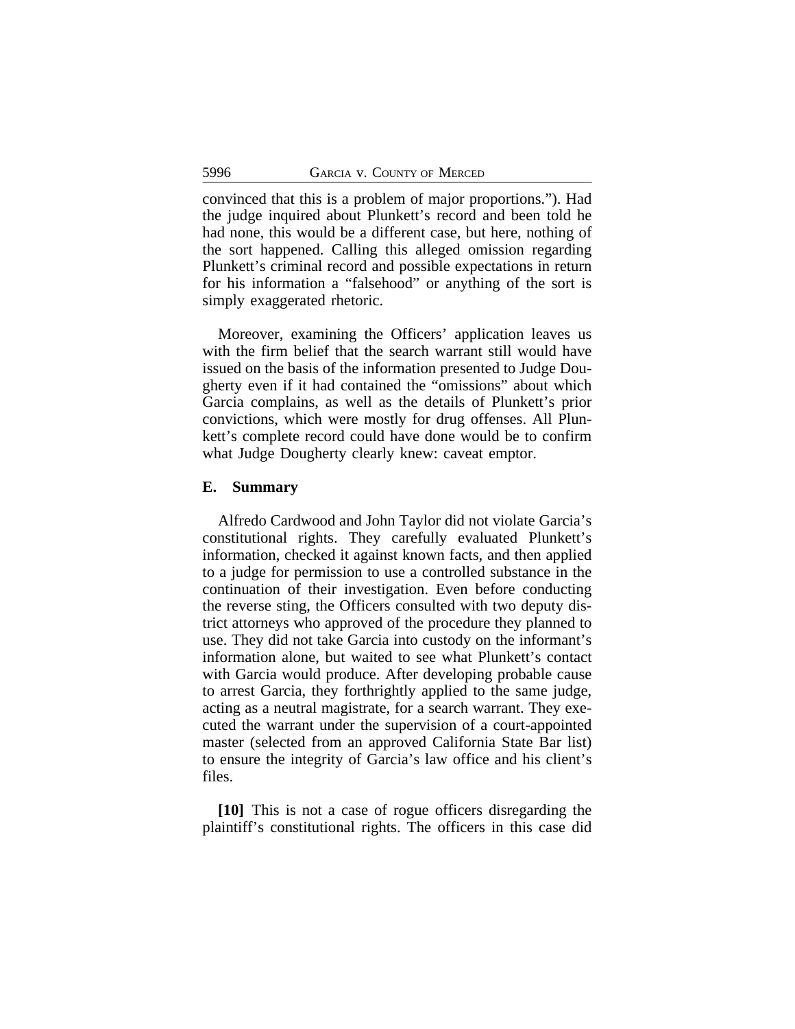convinced that this is a problem of major proportions."). Had the judge inquired about Plunkett's record and been told he had none, this would be a different case, but here, nothing of the sort happened. Calling this alleged omission regarding Plunkett's criminal record and possible expectations in return for his information a "falsehood" or anything of the sort is simply exaggerated rhetoric.

Moreover, examining the Officers' application leaves us with the firm belief that the search warrant still would have issued on the basis of the information presented to Judge Dougherty even if it had contained the "omissions" about which Garcia complains, as well as the details of Plunkett's prior convictions, which were mostly for drug offenses. All Plunkett's complete record could have done would be to confirm what Judge Dougherty clearly knew: caveat emptor.

### E. Summary

Alfredo Cardwood and John Taylor did not violate Garcia's constitutional rights. They carefully evaluated Plunkett's information, checked it against known facts, and then applied to a judge for permission to use a controlled substance in the continuation of their investigation. Even before conducting the reverse sting, the Officers consulted with two deputy district attorneys who approved of the procedure they planned to use. They did not take Garcia into custody on the informant's information alone, but waited to see what Plunkett's contact with Garcia would produce. After developing probable cause to arrest Garcia, they forthrightly applied to the same judge, acting as a neutral magistrate, for a search warrant. They executed the warrant under the supervision of a court-appointed master (selected from an approved California State Bar list) to ensure the integrity of Garcia's law office and his client's files.

**[10]** This is not a case of rogue officers disregarding the plaintiff's constitutional rights. The officers in this case did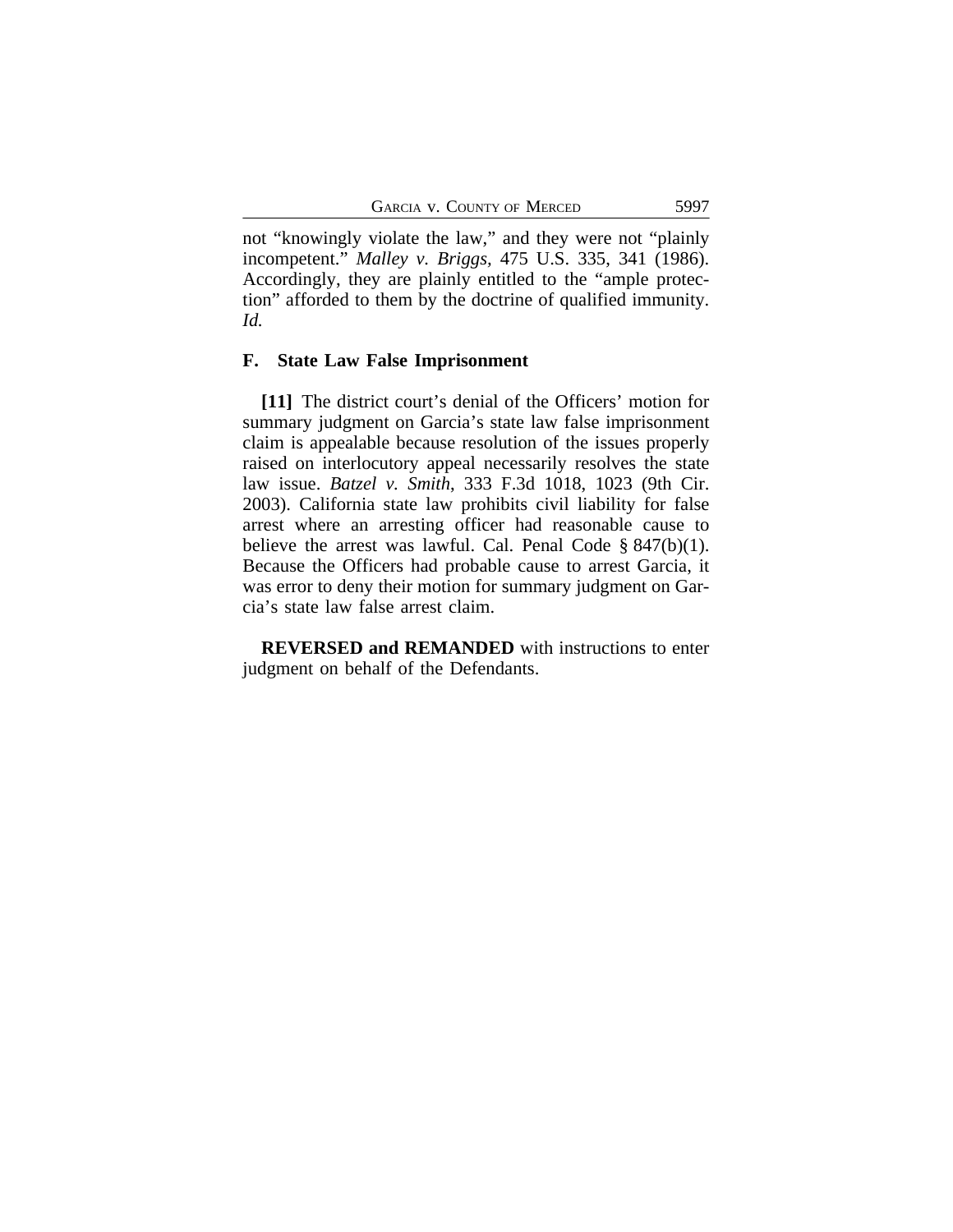not "knowingly violate the law," and they were not "plainly incompetent." *Malley v. Briggs,* 475 U.S. 335, 341 (1986). Accordingly, they are plainly entitled to the "ample protection" afforded to them by the doctrine of qualified immunity. *Id.*

### F. State Law False Imprisonment

**[11]** The district court's denial of the Officers' motion for summary judgment on Garcia's state law false imprisonment claim is appealable because resolution of the issues properly raised on interlocutory appeal necessarily resolves the state law issue. *Batzel v. Smith*, 333 F.3d 1018, 1023 (9th Cir. 2003). California state law prohibits civil liability for false arrest where an arresting officer had reasonable cause to believe the arrest was lawful. Cal. Penal Code § 847(b)(1). Because the Officers had probable cause to arrest Garcia, it was error to deny their motion for summary judgment on Garcia's state law false arrest claim.

**REVERSED and REMANDED** with instructions to enter judgment on behalf of the Defendants.